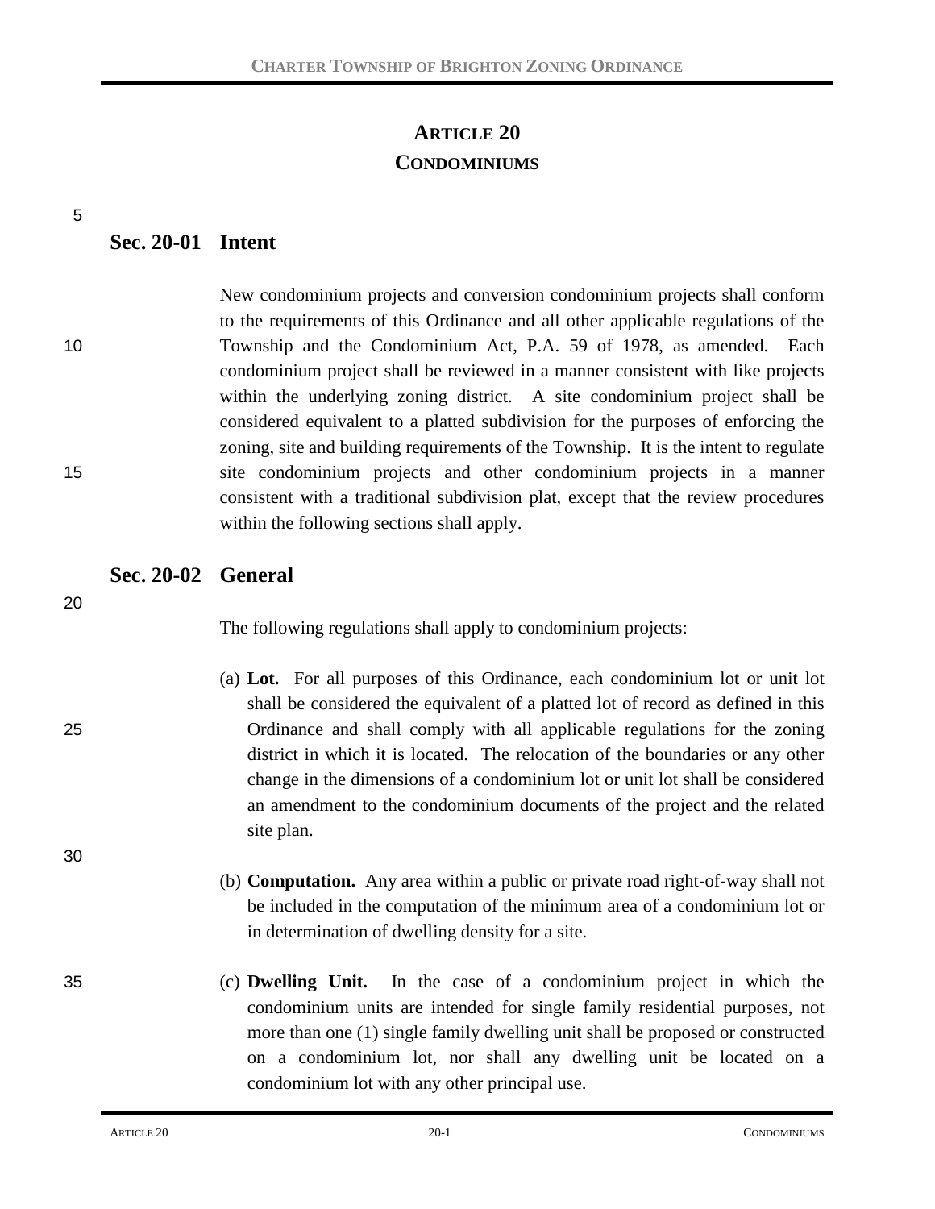# ARTICLE 20
# CONDOMINIUMS

## Sec. 20-01 Intent

New condominium projects and conversion condominium projects shall conform to the requirements of this Ordinance and all other applicable regulations of the Township and the Condominium Act, P.A. 59 of 1978, as amended. Each condominium project shall be reviewed in a manner consistent with like projects within the underlying zoning district. A site condominium project shall be considered equivalent to a platted subdivision for the purposes of enforcing the zoning, site and building requirements of the Township. It is the intent to regulate site condominium projects and other condominium projects in a manner consistent with a traditional subdivision plat, except that the review procedures within the following sections shall apply.

## Sec. 20-02 General

The following regulations shall apply to condominium projects:

(a) **Lot.** For all purposes of this Ordinance, each condominium lot or unit lot shall be considered the equivalent of a platted lot of record as defined in this Ordinance and shall comply with all applicable regulations for the zoning district in which it is located. The relocation of the boundaries or any other change in the dimensions of a condominium lot or unit lot shall be considered an amendment to the condominium documents of the project and the related site plan.

(b) **Computation.** Any area within a public or private road right-of-way shall not be included in the computation of the minimum area of a condominium lot or in determination of dwelling density for a site.

(c) **Dwelling Unit.** In the case of a condominium project in which the condominium units are intended for single family residential purposes, not more than one (1) single family dwelling unit shall be proposed or constructed on a condominium lot, nor shall any dwelling unit be located on a condominium lot with any other principal use.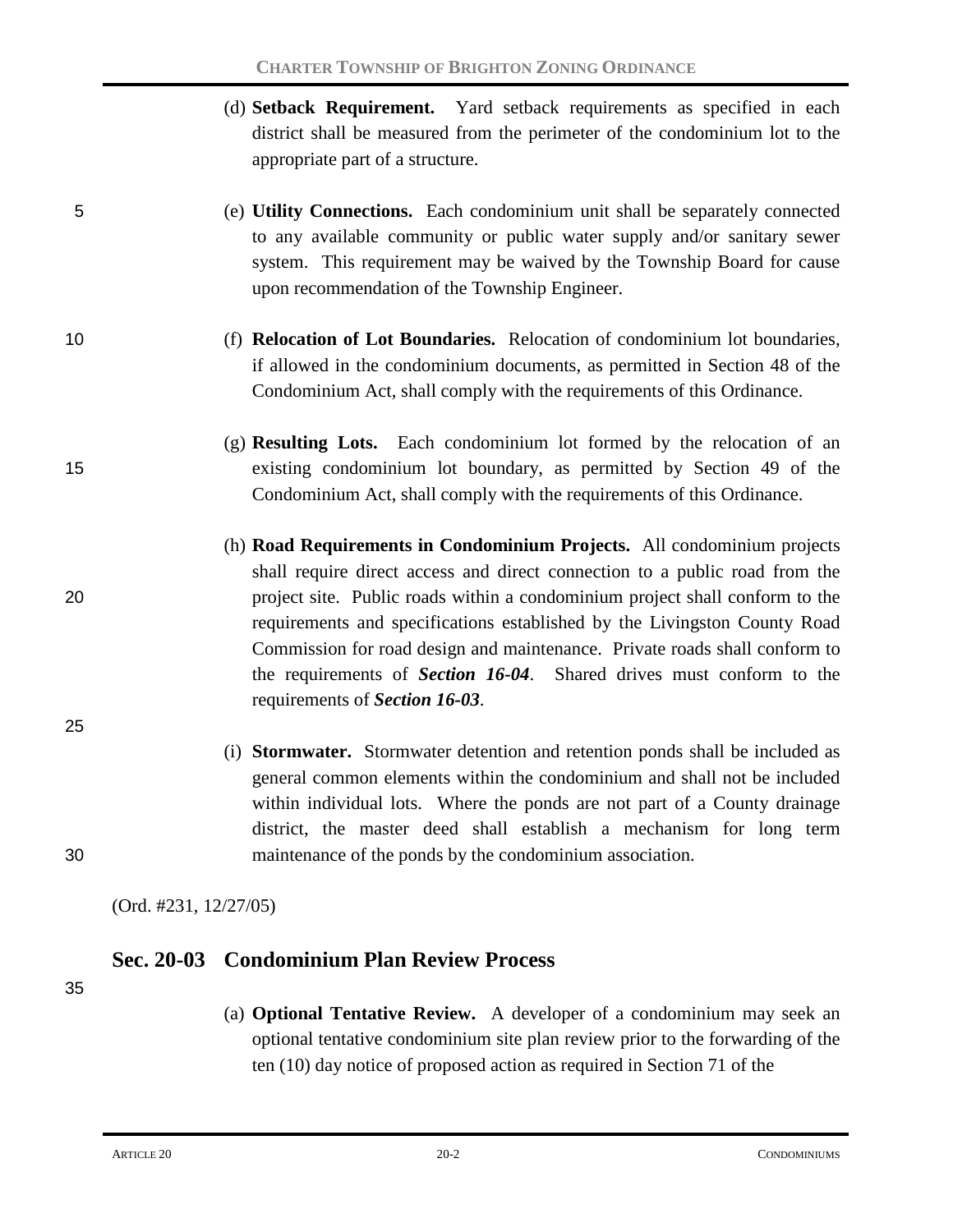(d) **Setback Requirement.** Yard setback requirements as specified in each district shall be measured from the perimeter of the condominium lot to the appropriate part of a structure.

(e) **Utility Connections.** Each condominium unit shall be separately connected to any available community or public water supply and/or sanitary sewer system. This requirement may be waived by the Township Board for cause upon recommendation of the Township Engineer.

(f) **Relocation of Lot Boundaries.** Relocation of condominium lot boundaries, if allowed in the condominium documents, as permitted in Section 48 of the Condominium Act, shall comply with the requirements of this Ordinance.

(g) **Resulting Lots.** Each condominium lot formed by the relocation of an existing condominium lot boundary, as permitted by Section 49 of the Condominium Act, shall comply with the requirements of this Ordinance.

(h) **Road Requirements in Condominium Projects.** All condominium projects shall require direct access and direct connection to a public road from the project site. Public roads within a condominium project shall conform to the requirements and specifications established by the Livingston County Road Commission for road design and maintenance. Private roads shall conform to the requirements of ***Section 16-04***. Shared drives must conform to the requirements of ***Section 16-03***.

(i) **Stormwater.** Stormwater detention and retention ponds shall be included as general common elements within the condominium and shall not be included within individual lots. Where the ponds are not part of a County drainage district, the master deed shall establish a mechanism for long term maintenance of the ponds by the condominium association.

(Ord. #231, 12/27/05)

## Sec. 20-03 Condominium Plan Review Process

(a) **Optional Tentative Review.** A developer of a condominium may seek an optional tentative condominium site plan review prior to the forwarding of the ten (10) day notice of proposed action as required in Section 71 of the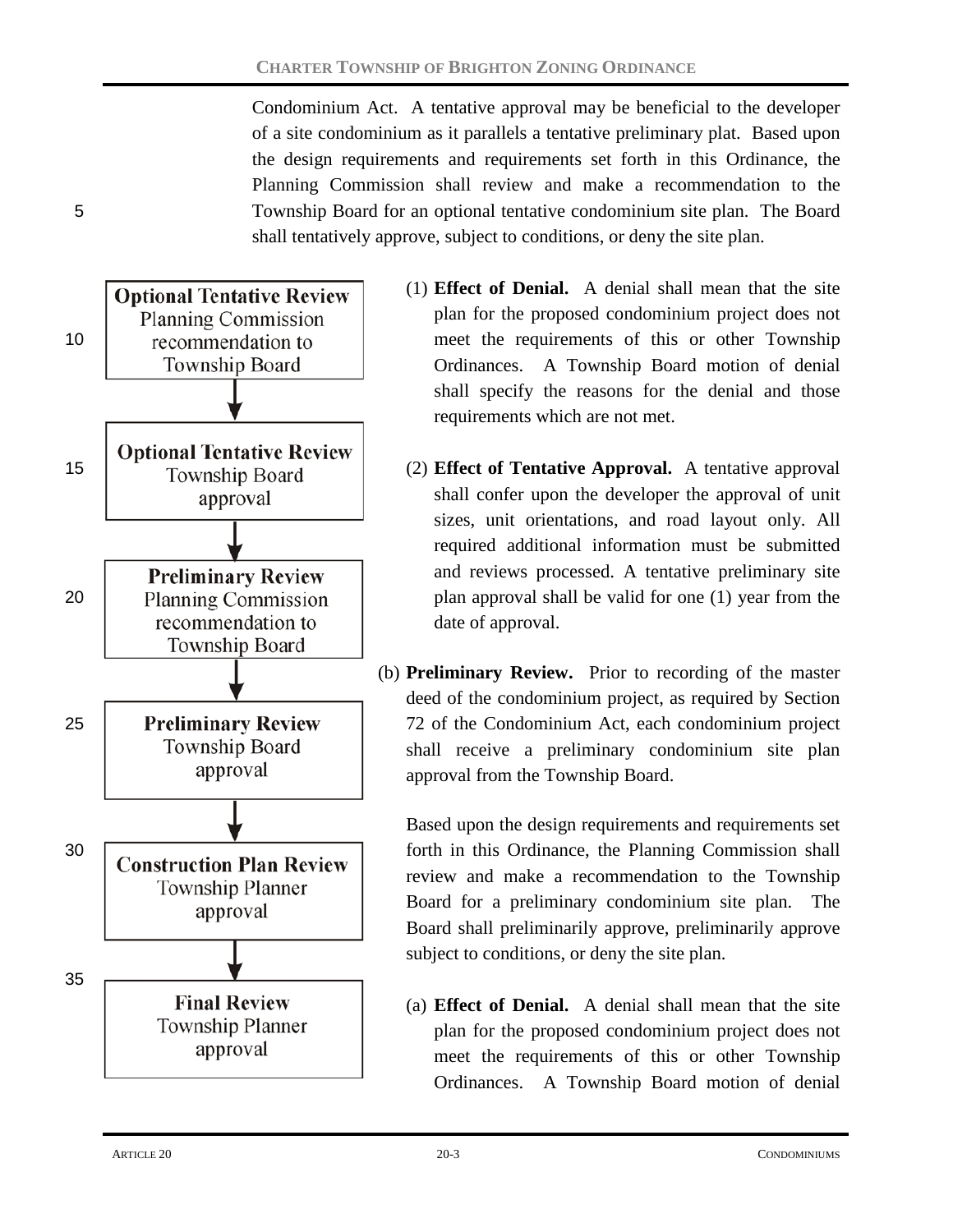Condominium Act. A tentative approval may be beneficial to the developer of a site condominium as it parallels a tentative preliminary plat. Based upon the design requirements and requirements set forth in this Ordinance, the Planning Commission shall review and make a recommendation to the Township Board for an optional tentative condominium site plan. The Board shall tentatively approve, subject to conditions, or deny the site plan.

**Optional Tentative Review** Planning Commission recommendation to Township Board
↓
**Optional Tentative Review** Township Board approval
↓
**Preliminary Review** Planning Commission recommendation to Township Board
↓
**Preliminary Review** Township Board approval
↓
**Construction Plan Review** Township Planner approval
↓
**Final Review** Township Planner approval

(1) **Effect of Denial.** A denial shall mean that the site plan for the proposed condominium project does not meet the requirements of this or other Township Ordinances. A Township Board motion of denial shall specify the reasons for the denial and those requirements which are not met.

(2) **Effect of Tentative Approval.** A tentative approval shall confer upon the developer the approval of unit sizes, unit orientations, and road layout only. All required additional information must be submitted and reviews processed. A tentative preliminary site plan approval shall be valid for one (1) year from the date of approval.

(b) **Preliminary Review.** Prior to recording of the master deed of the condominium project, as required by Section 72 of the Condominium Act, each condominium project shall receive a preliminary condominium site plan approval from the Township Board.

Based upon the design requirements and requirements set forth in this Ordinance, the Planning Commission shall review and make a recommendation to the Township Board for a preliminary condominium site plan. The Board shall preliminarily approve, preliminarily approve subject to conditions, or deny the site plan.

(a) **Effect of Denial.** A denial shall mean that the site plan for the proposed condominium project does not meet the requirements of this or other Township Ordinances. A Township Board motion of denial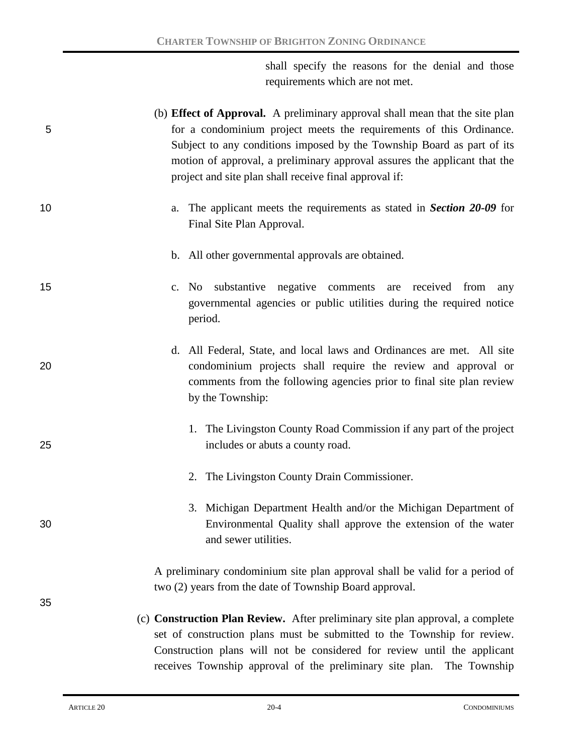shall specify the reasons for the denial and those requirements which are not met.

(b) **Effect of Approval.** A preliminary approval shall mean that the site plan for a condominium project meets the requirements of this Ordinance. Subject to any conditions imposed by the Township Board as part of its motion of approval, a preliminary approval assures the applicant that the project and site plan shall receive final approval if:

a. The applicant meets the requirements as stated in ***Section 20-09*** for Final Site Plan Approval.

b. All other governmental approvals are obtained.

c. No substantive negative comments are received from any governmental agencies or public utilities during the required notice period.

d. All Federal, State, and local laws and Ordinances are met. All site condominium projects shall require the review and approval or comments from the following agencies prior to final site plan review by the Township:

1. The Livingston County Road Commission if any part of the project includes or abuts a county road.

2. The Livingston County Drain Commissioner.

3. Michigan Department Health and/or the Michigan Department of Environmental Quality shall approve the extension of the water and sewer utilities.

A preliminary condominium site plan approval shall be valid for a period of two (2) years from the date of Township Board approval.

(c) **Construction Plan Review.** After preliminary site plan approval, a complete set of construction plans must be submitted to the Township for review. Construction plans will not be considered for review until the applicant receives Township approval of the preliminary site plan. The Township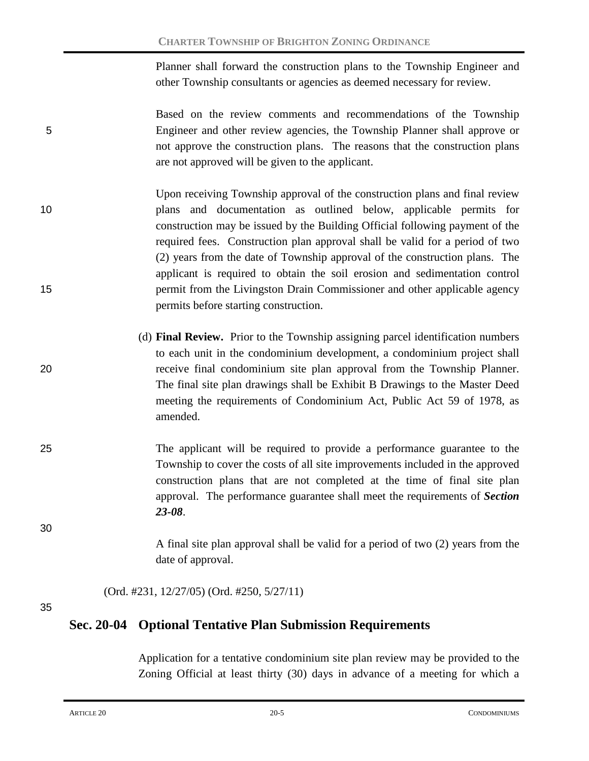Planner shall forward the construction plans to the Township Engineer and other Township consultants or agencies as deemed necessary for review.

Based on the review comments and recommendations of the Township Engineer and other review agencies, the Township Planner shall approve or not approve the construction plans. The reasons that the construction plans are not approved will be given to the applicant.

Upon receiving Township approval of the construction plans and final review plans and documentation as outlined below, applicable permits for construction may be issued by the Building Official following payment of the required fees. Construction plan approval shall be valid for a period of two (2) years from the date of Township approval of the construction plans. The applicant is required to obtain the soil erosion and sedimentation control permit from the Livingston Drain Commissioner and other applicable agency permits before starting construction.

(d) **Final Review.** Prior to the Township assigning parcel identification numbers to each unit in the condominium development, a condominium project shall receive final condominium site plan approval from the Township Planner. The final site plan drawings shall be Exhibit B Drawings to the Master Deed meeting the requirements of Condominium Act, Public Act 59 of 1978, as amended.

The applicant will be required to provide a performance guarantee to the Township to cover the costs of all site improvements included in the approved construction plans that are not completed at the time of final site plan approval. The performance guarantee shall meet the requirements of ***Section 23-08***.

A final site plan approval shall be valid for a period of two (2) years from the date of approval.

(Ord. #231, 12/27/05) (Ord. #250, 5/27/11)

## Sec. 20-04 Optional Tentative Plan Submission Requirements

Application for a tentative condominium site plan review may be provided to the Zoning Official at least thirty (30) days in advance of a meeting for which a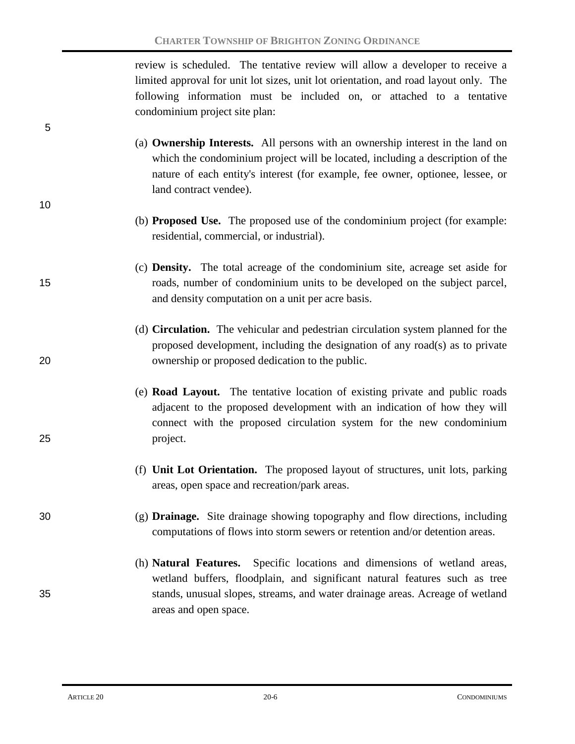review is scheduled. The tentative review will allow a developer to receive a limited approval for unit lot sizes, unit lot orientation, and road layout only. The following information must be included on, or attached to a tentative condominium project site plan:

(a) **Ownership Interests.** All persons with an ownership interest in the land on which the condominium project will be located, including a description of the nature of each entity's interest (for example, fee owner, optionee, lessee, or land contract vendee).

(b) **Proposed Use.** The proposed use of the condominium project (for example: residential, commercial, or industrial).

(c) **Density.** The total acreage of the condominium site, acreage set aside for roads, number of condominium units to be developed on the subject parcel, and density computation on a unit per acre basis.

(d) **Circulation.** The vehicular and pedestrian circulation system planned for the proposed development, including the designation of any road(s) as to private ownership or proposed dedication to the public.

(e) **Road Layout.** The tentative location of existing private and public roads adjacent to the proposed development with an indication of how they will connect with the proposed circulation system for the new condominium project.

(f) **Unit Lot Orientation.** The proposed layout of structures, unit lots, parking areas, open space and recreation/park areas.

(g) **Drainage.** Site drainage showing topography and flow directions, including computations of flows into storm sewers or retention and/or detention areas.

(h) **Natural Features.** Specific locations and dimensions of wetland areas, wetland buffers, floodplain, and significant natural features such as tree stands, unusual slopes, streams, and water drainage areas. Acreage of wetland areas and open space.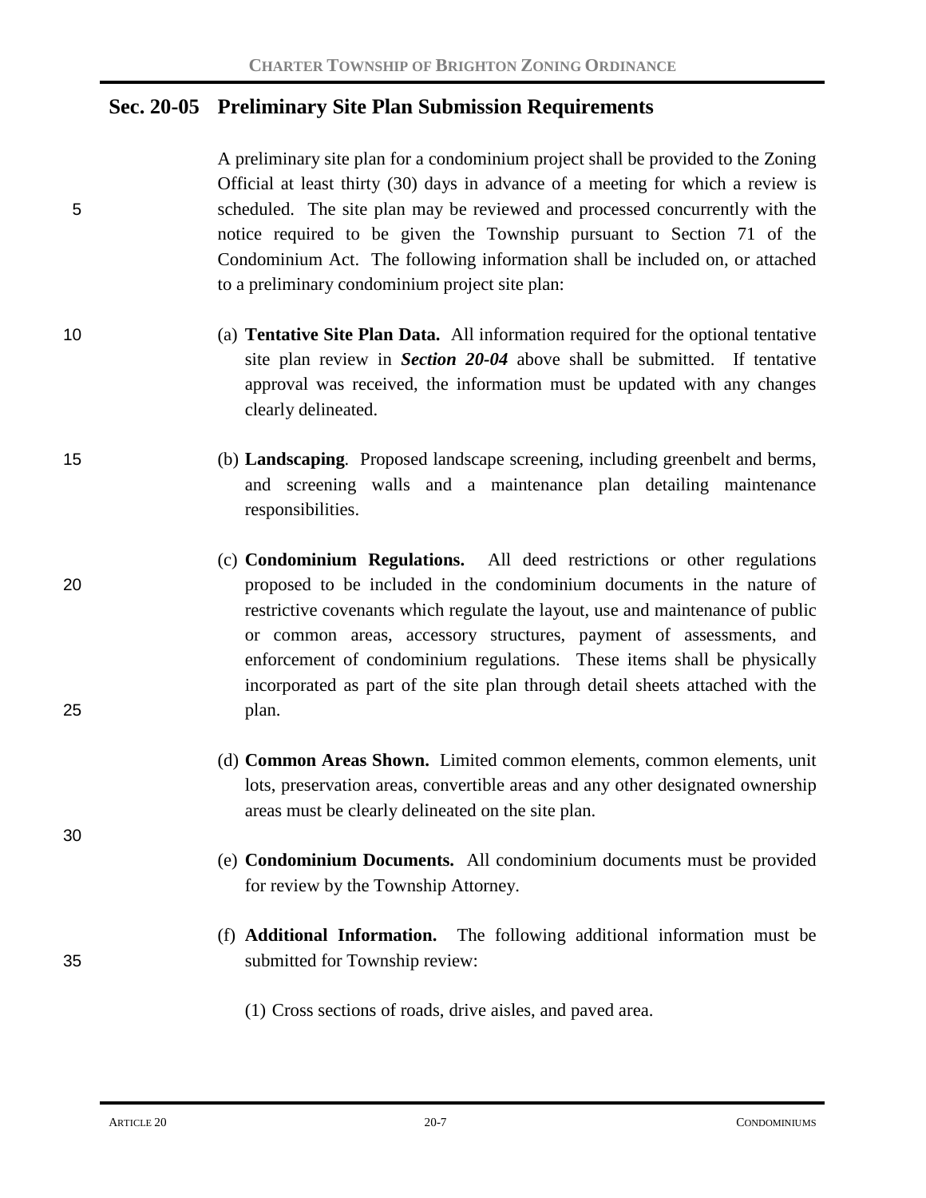## Sec. 20-05 Preliminary Site Plan Submission Requirements

A preliminary site plan for a condominium project shall be provided to the Zoning Official at least thirty (30) days in advance of a meeting for which a review is scheduled. The site plan may be reviewed and processed concurrently with the notice required to be given the Township pursuant to Section 71 of the Condominium Act. The following information shall be included on, or attached to a preliminary condominium project site plan:

(a) **Tentative Site Plan Data.** All information required for the optional tentative site plan review in ***Section 20-04*** above shall be submitted. If tentative approval was received, the information must be updated with any changes clearly delineated.

(b) **Landscaping**. Proposed landscape screening, including greenbelt and berms, and screening walls and a maintenance plan detailing maintenance responsibilities.

(c) **Condominium Regulations.** All deed restrictions or other regulations proposed to be included in the condominium documents in the nature of restrictive covenants which regulate the layout, use and maintenance of public or common areas, accessory structures, payment of assessments, and enforcement of condominium regulations. These items shall be physically incorporated as part of the site plan through detail sheets attached with the plan.

(d) **Common Areas Shown.** Limited common elements, common elements, unit lots, preservation areas, convertible areas and any other designated ownership areas must be clearly delineated on the site plan.

(e) **Condominium Documents.** All condominium documents must be provided for review by the Township Attorney.

(f) **Additional Information.** The following additional information must be submitted for Township review:

(1) Cross sections of roads, drive aisles, and paved area.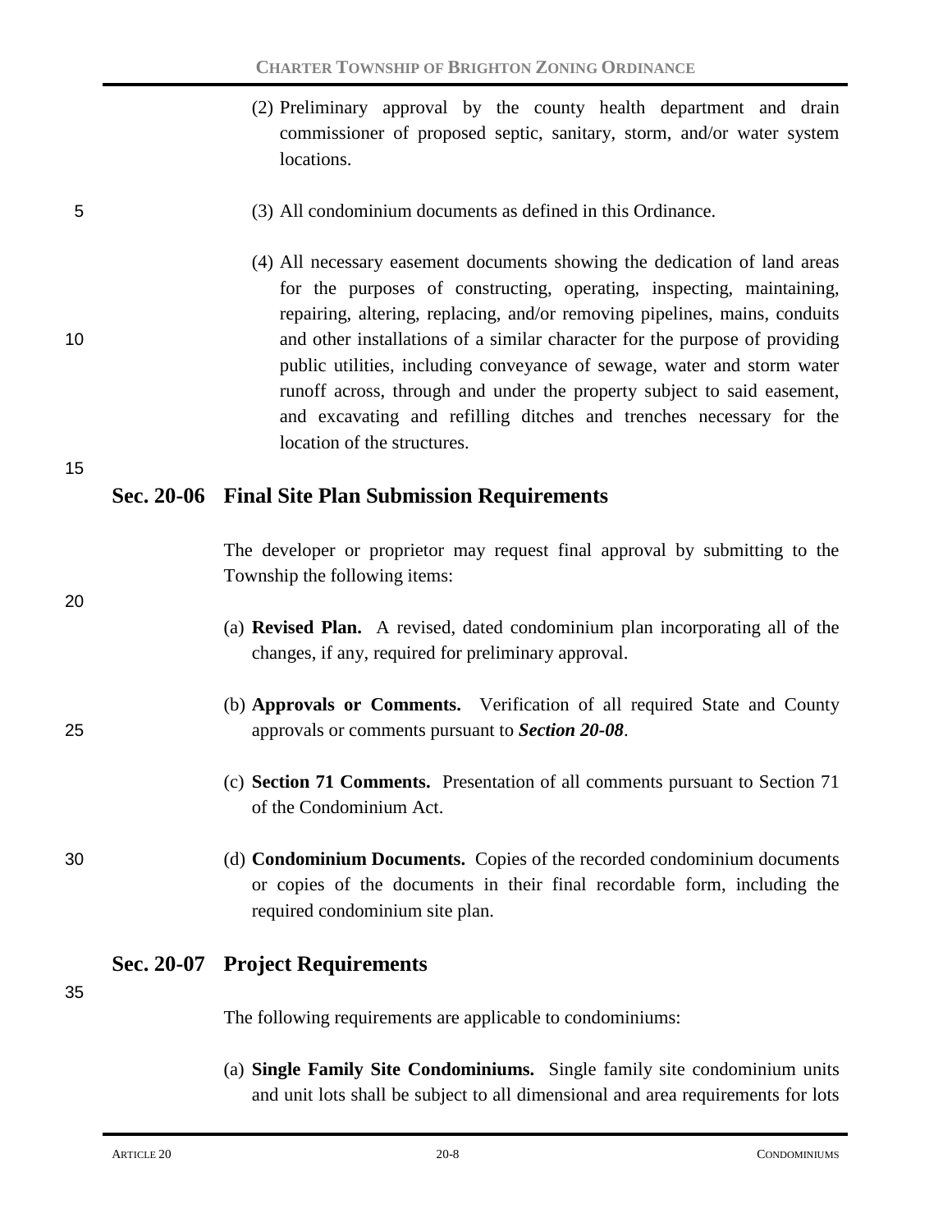(2) Preliminary approval by the county health department and drain commissioner of proposed septic, sanitary, storm, and/or water system locations.

(3) All condominium documents as defined in this Ordinance.

(4) All necessary easement documents showing the dedication of land areas for the purposes of constructing, operating, inspecting, maintaining, repairing, altering, replacing, and/or removing pipelines, mains, conduits and other installations of a similar character for the purpose of providing public utilities, including conveyance of sewage, water and storm water runoff across, through and under the property subject to said easement, and excavating and refilling ditches and trenches necessary for the location of the structures.

## Sec. 20-06 Final Site Plan Submission Requirements

The developer or proprietor may request final approval by submitting to the Township the following items:

(a) **Revised Plan.** A revised, dated condominium plan incorporating all of the changes, if any, required for preliminary approval.

(b) **Approvals or Comments.** Verification of all required State and County approvals or comments pursuant to ***Section 20-08***.

(c) **Section 71 Comments.** Presentation of all comments pursuant to Section 71 of the Condominium Act.

(d) **Condominium Documents.** Copies of the recorded condominium documents or copies of the documents in their final recordable form, including the required condominium site plan.

## Sec. 20-07 Project Requirements

The following requirements are applicable to condominiums:

(a) **Single Family Site Condominiums.** Single family site condominium units and unit lots shall be subject to all dimensional and area requirements for lots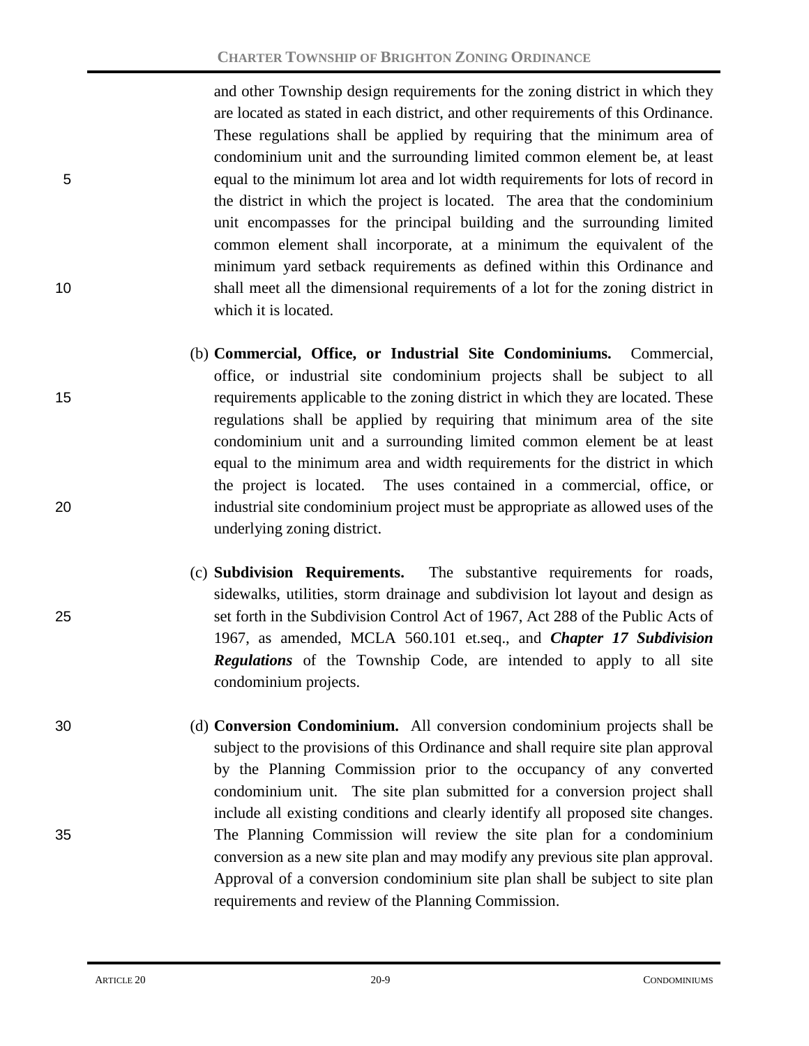and other Township design requirements for the zoning district in which they are located as stated in each district, and other requirements of this Ordinance. These regulations shall be applied by requiring that the minimum area of condominium unit and the surrounding limited common element be, at least equal to the minimum lot area and lot width requirements for lots of record in the district in which the project is located. The area that the condominium unit encompasses for the principal building and the surrounding limited common element shall incorporate, at a minimum the equivalent of the minimum yard setback requirements as defined within this Ordinance and shall meet all the dimensional requirements of a lot for the zoning district in which it is located.

(b) **Commercial, Office, or Industrial Site Condominiums.** Commercial, office, or industrial site condominium projects shall be subject to all requirements applicable to the zoning district in which they are located. These regulations shall be applied by requiring that minimum area of the site condominium unit and a surrounding limited common element be at least equal to the minimum area and width requirements for the district in which the project is located. The uses contained in a commercial, office, or industrial site condominium project must be appropriate as allowed uses of the underlying zoning district.

(c) **Subdivision Requirements.** The substantive requirements for roads, sidewalks, utilities, storm drainage and subdivision lot layout and design as set forth in the Subdivision Control Act of 1967, Act 288 of the Public Acts of 1967, as amended, MCLA 560.101 et.seq., and ***Chapter 17 Subdivision Regulations*** of the Township Code, are intended to apply to all site condominium projects.

(d) **Conversion Condominium.** All conversion condominium projects shall be subject to the provisions of this Ordinance and shall require site plan approval by the Planning Commission prior to the occupancy of any converted condominium unit. The site plan submitted for a conversion project shall include all existing conditions and clearly identify all proposed site changes. The Planning Commission will review the site plan for a condominium conversion as a new site plan and may modify any previous site plan approval. Approval of a conversion condominium site plan shall be subject to site plan requirements and review of the Planning Commission.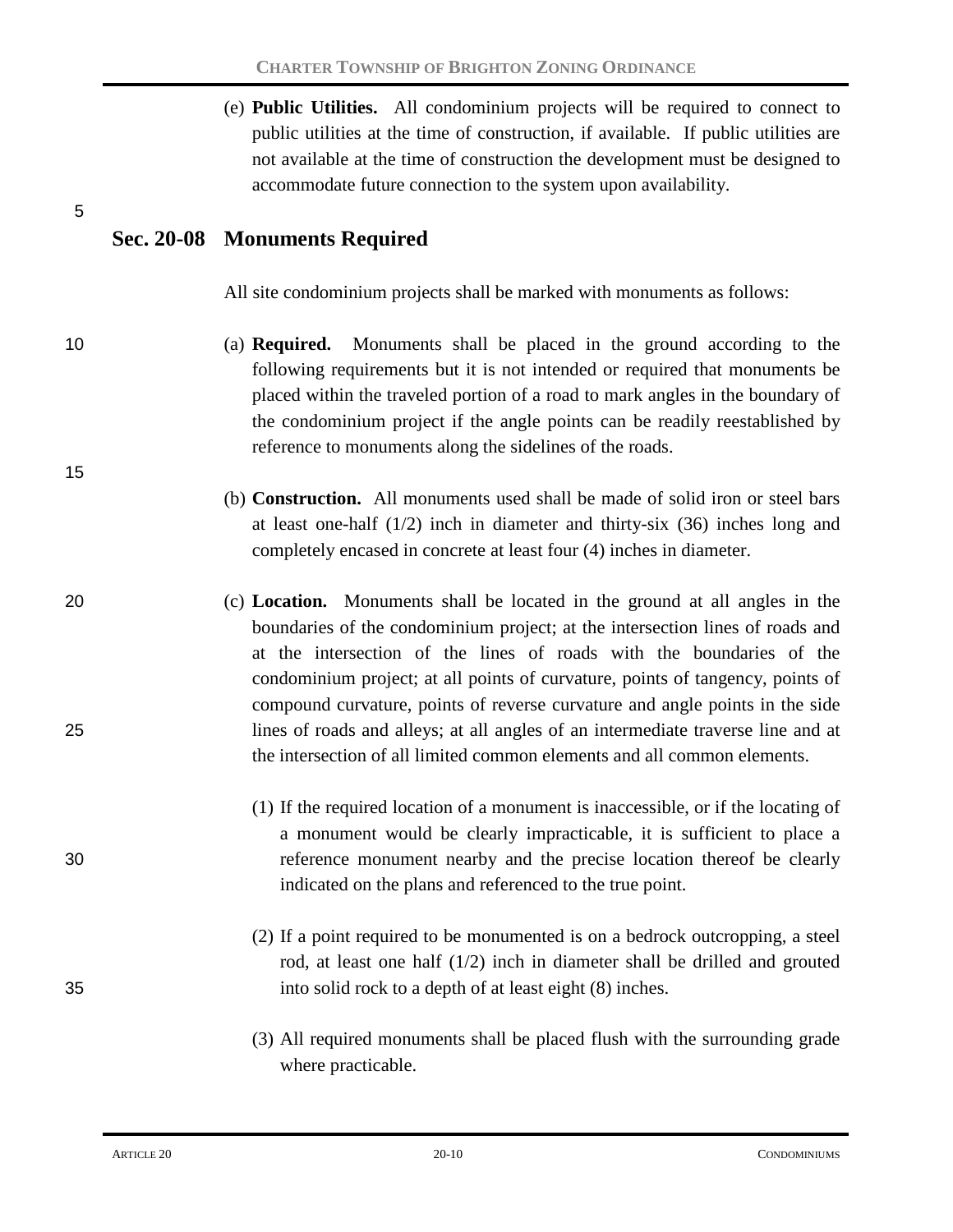(e) **Public Utilities.** All condominium projects will be required to connect to public utilities at the time of construction, if available. If public utilities are not available at the time of construction the development must be designed to accommodate future connection to the system upon availability.

## Sec. 20-08 Monuments Required

All site condominium projects shall be marked with monuments as follows:

(a) **Required.** Monuments shall be placed in the ground according to the following requirements but it is not intended or required that monuments be placed within the traveled portion of a road to mark angles in the boundary of the condominium project if the angle points can be readily reestablished by reference to monuments along the sidelines of the roads.

(b) **Construction.** All monuments used shall be made of solid iron or steel bars at least one-half (1/2) inch in diameter and thirty-six (36) inches long and completely encased in concrete at least four (4) inches in diameter.

(c) **Location.** Monuments shall be located in the ground at all angles in the boundaries of the condominium project; at the intersection lines of roads and at the intersection of the lines of roads with the boundaries of the condominium project; at all points of curvature, points of tangency, points of compound curvature, points of reverse curvature and angle points in the side lines of roads and alleys; at all angles of an intermediate traverse line and at the intersection of all limited common elements and all common elements.

(1) If the required location of a monument is inaccessible, or if the locating of a monument would be clearly impracticable, it is sufficient to place a reference monument nearby and the precise location thereof be clearly indicated on the plans and referenced to the true point.

(2) If a point required to be monumented is on a bedrock outcropping, a steel rod, at least one half (1/2) inch in diameter shall be drilled and grouted into solid rock to a depth of at least eight (8) inches.

(3) All required monuments shall be placed flush with the surrounding grade where practicable.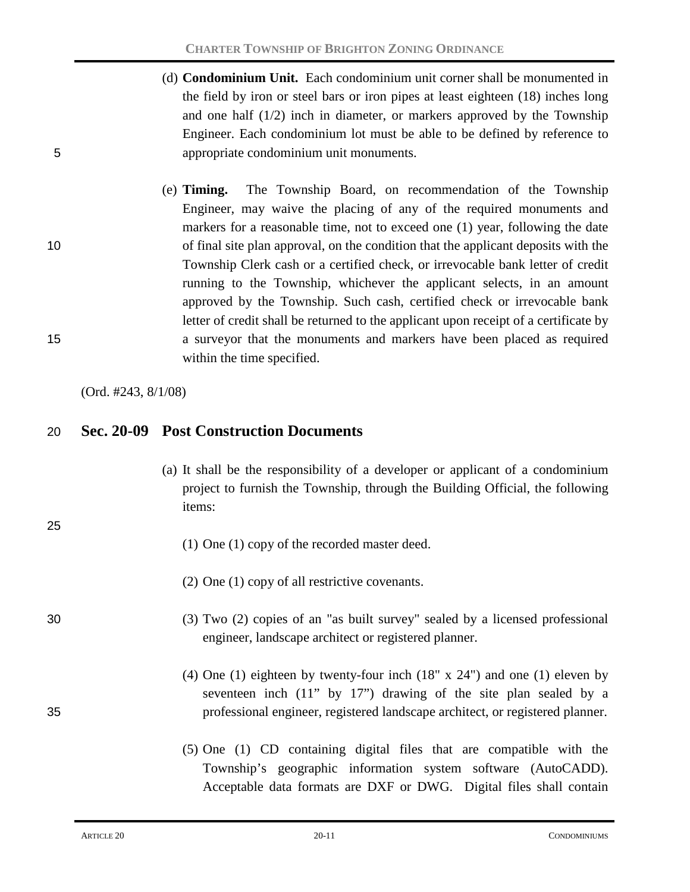(d) **Condominium Unit.** Each condominium unit corner shall be monumented in the field by iron or steel bars or iron pipes at least eighteen (18) inches long and one half (1/2) inch in diameter, or markers approved by the Township Engineer. Each condominium lot must be able to be defined by reference to appropriate condominium unit monuments.

(e) **Timing.** The Township Board, on recommendation of the Township Engineer, may waive the placing of any of the required monuments and markers for a reasonable time, not to exceed one (1) year, following the date of final site plan approval, on the condition that the applicant deposits with the Township Clerk cash or a certified check, or irrevocable bank letter of credit running to the Township, whichever the applicant selects, in an amount approved by the Township. Such cash, certified check or irrevocable bank letter of credit shall be returned to the applicant upon receipt of a certificate by a surveyor that the monuments and markers have been placed as required within the time specified.

(Ord. #243, 8/1/08)

## Sec. 20-09 Post Construction Documents

(a) It shall be the responsibility of a developer or applicant of a condominium project to furnish the Township, through the Building Official, the following items:

(1) One (1) copy of the recorded master deed.

(2) One (1) copy of all restrictive covenants.

(3) Two (2) copies of an "as built survey" sealed by a licensed professional engineer, landscape architect or registered planner.

(4) One (1) eighteen by twenty-four inch (18" x 24") and one (1) eleven by seventeen inch (11" by 17") drawing of the site plan sealed by a professional engineer, registered landscape architect, or registered planner.

(5) One (1) CD containing digital files that are compatible with the Township's geographic information system software (AutoCADD). Acceptable data formats are DXF or DWG. Digital files shall contain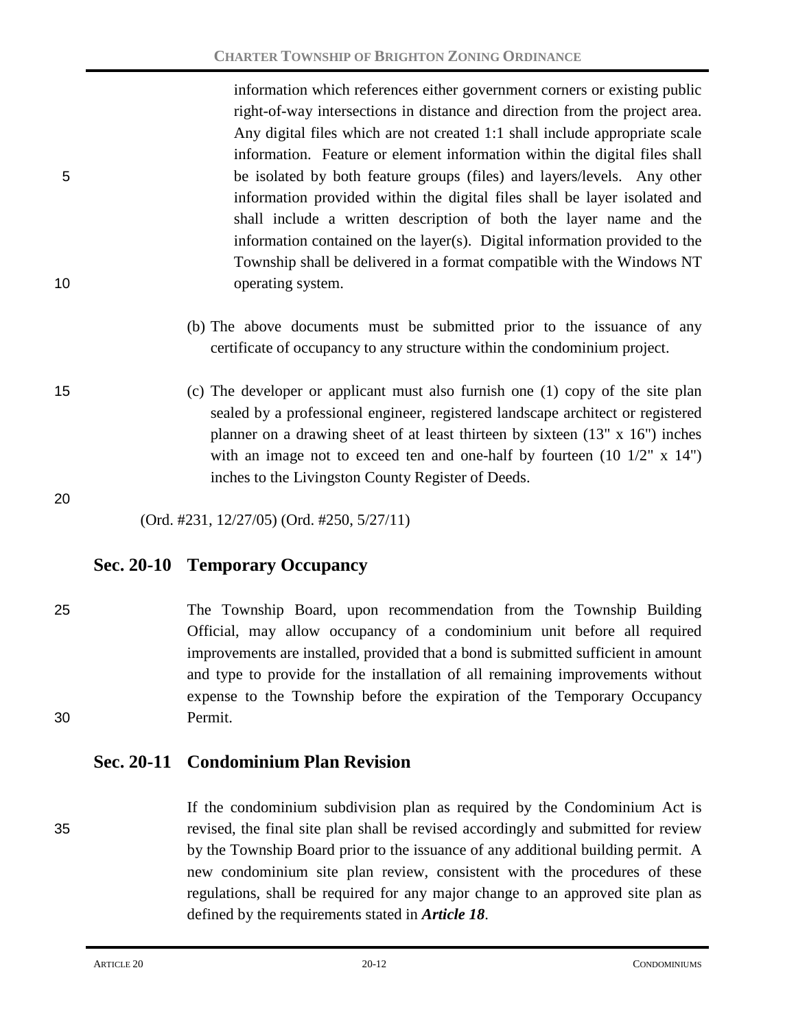information which references either government corners or existing public right-of-way intersections in distance and direction from the project area. Any digital files which are not created 1:1 shall include appropriate scale information. Feature or element information within the digital files shall be isolated by both feature groups (files) and layers/levels. Any other information provided within the digital files shall be layer isolated and shall include a written description of both the layer name and the information contained on the layer(s). Digital information provided to the Township shall be delivered in a format compatible with the Windows NT operating system.

(b) The above documents must be submitted prior to the issuance of any certificate of occupancy to any structure within the condominium project.

(c) The developer or applicant must also furnish one (1) copy of the site plan sealed by a professional engineer, registered landscape architect or registered planner on a drawing sheet of at least thirteen by sixteen (13" x 16") inches with an image not to exceed ten and one-half by fourteen (10 1/2" x 14") inches to the Livingston County Register of Deeds.

(Ord. #231, 12/27/05) (Ord. #250, 5/27/11)

## Sec. 20-10 Temporary Occupancy

The Township Board, upon recommendation from the Township Building Official, may allow occupancy of a condominium unit before all required improvements are installed, provided that a bond is submitted sufficient in amount and type to provide for the installation of all remaining improvements without expense to the Township before the expiration of the Temporary Occupancy Permit.

## Sec. 20-11 Condominium Plan Revision

If the condominium subdivision plan as required by the Condominium Act is revised, the final site plan shall be revised accordingly and submitted for review by the Township Board prior to the issuance of any additional building permit. A new condominium site plan review, consistent with the procedures of these regulations, shall be required for any major change to an approved site plan as defined by the requirements stated in ***Article 18***.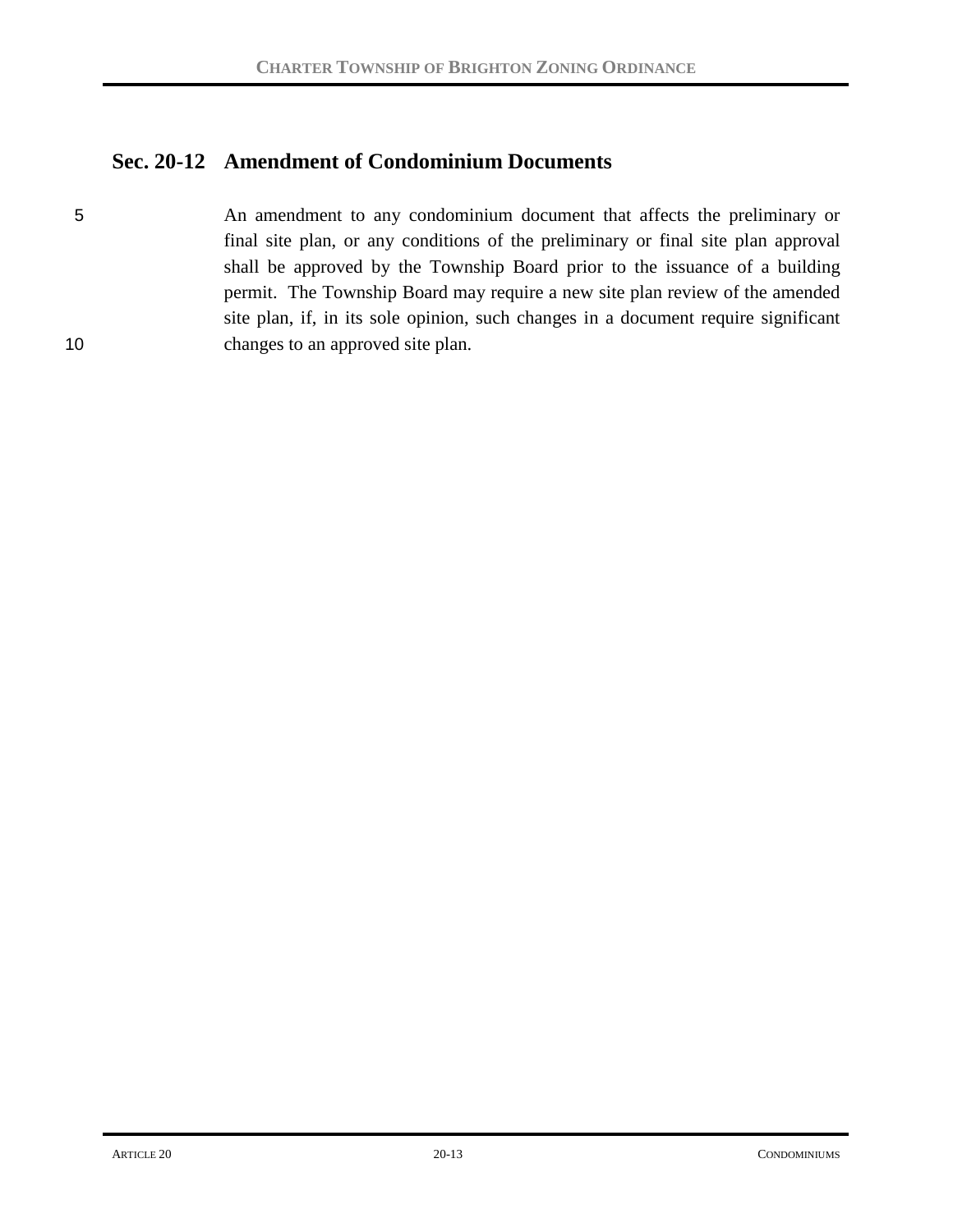## Sec. 20-12 Amendment of Condominium Documents

An amendment to any condominium document that affects the preliminary or final site plan, or any conditions of the preliminary or final site plan approval shall be approved by the Township Board prior to the issuance of a building permit. The Township Board may require a new site plan review of the amended site plan, if, in its sole opinion, such changes in a document require significant changes to an approved site plan.